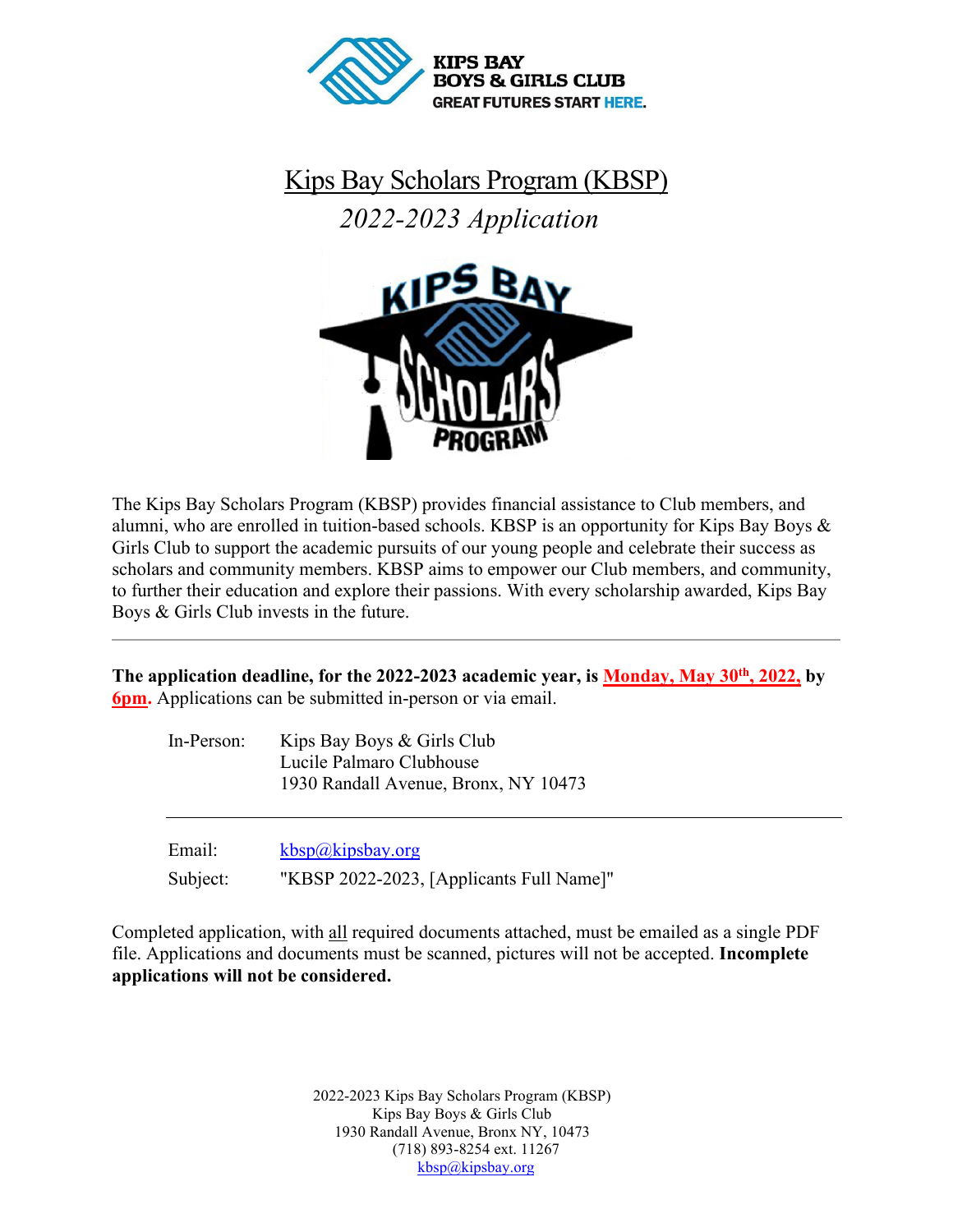# Kips Bay Scholars Program (KBSP)

## *2022-2023 Application*

The Kips Bay Scholars Program (KBSP) provides financial assistance to Club members, and alumni, who are enrolled in tuition-based schools. KBSP is an opportunity for Kips Bay Boys & Girls Club to support the academic pursuits of our young people and celebrate their success as scholars and community members. KBSP aims to empower our Club members, and community, to further their education and explore their passions. With every scholarship awarded, Kips Bay Boys & Girls Club invests in the future.

---

**The application deadline, for the 2022-2023 academic year, is Monday, May 30th, 2022, by 6pm.** Applications can be submitted in-person or via email.

In-Person: Kips Bay Boys & Girls Club
Lucile Palmaro Clubhouse
1930 Randall Avenue, Bronx, NY 10473

---

Email: kbsp@kipsbay.org
Subject: "KBSP 2022-2023, [Applicants Full Name]"

Completed application, with all required documents attached, must be emailed as a single PDF file. Applications and documents must be scanned, pictures will not be accepted. **Incomplete applications will not be considered.**

2022-2023 Kips Bay Scholars Program (KBSP)
Kips Bay Boys & Girls Club
1930 Randall Avenue, Bronx NY, 10473
(718) 893-8254 ext. 11267
kbsp@kipsbay.org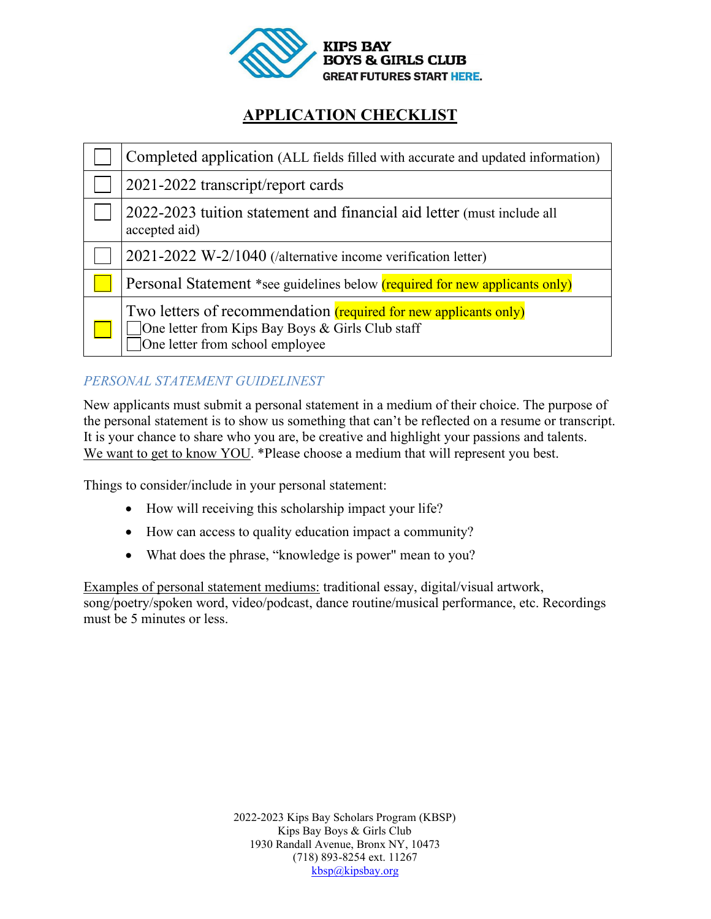KIPS BAY
BOYS & GIRLS CLUB
GREAT FUTURES START HERE.

# APPLICATION CHECKLIST

| | |
|---|---|
| ☐ | Completed application (ALL fields filled with accurate and updated information) |
| ☐ | 2021-2022 transcript/report cards |
| ☐ | 2022-2023 tuition statement and financial aid letter (must include all accepted aid) |
| ☐ | 2021-2022 W-2/1040 (/alternative income verification letter) |
| ☐ | Personal Statement *see guidelines below (required for new applicants only) |
| ☐ | Two letters of recommendation (required for new applicants only)<br>☐ One letter from Kips Bay Boys & Girls Club staff<br>☐ One letter from school employee |

*PERSONAL STATEMENT GUIDELINEST*

New applicants must submit a personal statement in a medium of their choice. The purpose of the personal statement is to show us something that can't be reflected on a resume or transcript. It is your chance to share who you are, be creative and highlight your passions and talents. We want to get to know YOU. *Please choose a medium that will represent you best.

Things to consider/include in your personal statement:

- How will receiving this scholarship impact your life?
- How can access to quality education impact a community?
- What does the phrase, "knowledge is power" mean to you?

Examples of personal statement mediums: traditional essay, digital/visual artwork, song/poetry/spoken word, video/podcast, dance routine/musical performance, etc. Recordings must be 5 minutes or less.

2022-2023 Kips Bay Scholars Program (KBSP)
Kips Bay Boys & Girls Club
1930 Randall Avenue, Bronx NY, 10473
(718) 893-8254 ext. 11267
kbsp@kipsbay.org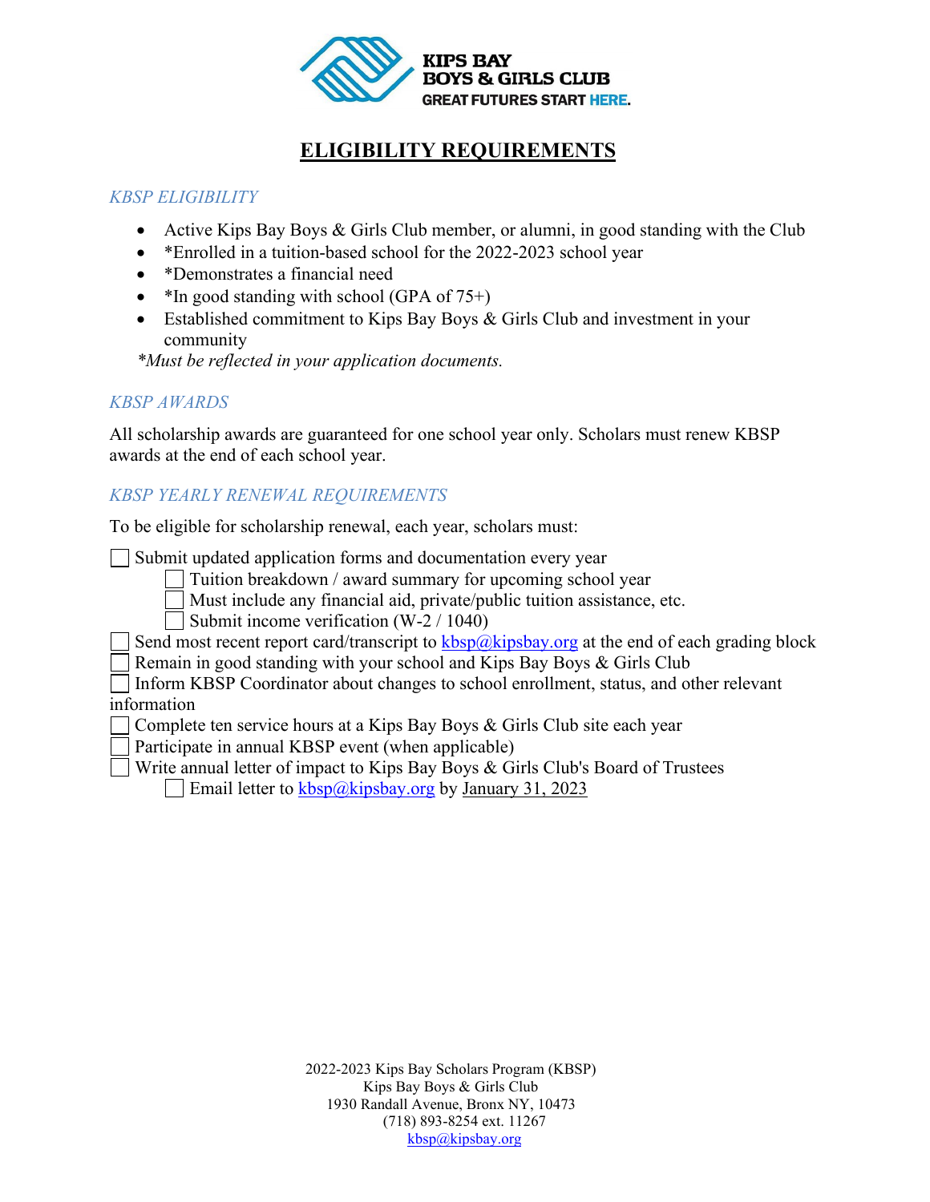KIPS BAY BOYS & GIRLS CLUB
GREAT FUTURES START HERE.

# ELIGIBILITY REQUIREMENTS

## *KBSP ELIGIBILITY*

- Active Kips Bay Boys & Girls Club member, or alumni, in good standing with the Club
- *Enrolled in a tuition-based school for the 2022-2023 school year
- *Demonstrates a financial need
- *In good standing with school (GPA of 75+)
- Established commitment to Kips Bay Boys & Girls Club and investment in your community

*\*Must be reflected in your application documents.*

## *KBSP AWARDS*

All scholarship awards are guaranteed for one school year only. Scholars must renew KBSP awards at the end of each school year.

## *KBSP YEARLY RENEWAL REQUIREMENTS*

To be eligible for scholarship renewal, each year, scholars must:

- [ ] Submit updated application forms and documentation every year
  - [ ] Tuition breakdown / award summary for upcoming school year
  - [ ] Must include any financial aid, private/public tuition assistance, etc.
  - [ ] Submit income verification (W-2 / 1040)
- [ ] Send most recent report card/transcript to kbsp@kipsbay.org at the end of each grading block
- [ ] Remain in good standing with your school and Kips Bay Boys & Girls Club
- [ ] Inform KBSP Coordinator about changes to school enrollment, status, and other relevant information
- [ ] Complete ten service hours at a Kips Bay Boys & Girls Club site each year
- [ ] Participate in annual KBSP event (when applicable)
- [ ] Write annual letter of impact to Kips Bay Boys & Girls Club's Board of Trustees
  - [ ] Email letter to kbsp@kipsbay.org by January 31, 2023

2022-2023 Kips Bay Scholars Program (KBSP)
Kips Bay Boys & Girls Club
1930 Randall Avenue, Bronx NY, 10473
(718) 893-8254 ext. 11267
kbsp@kipsbay.org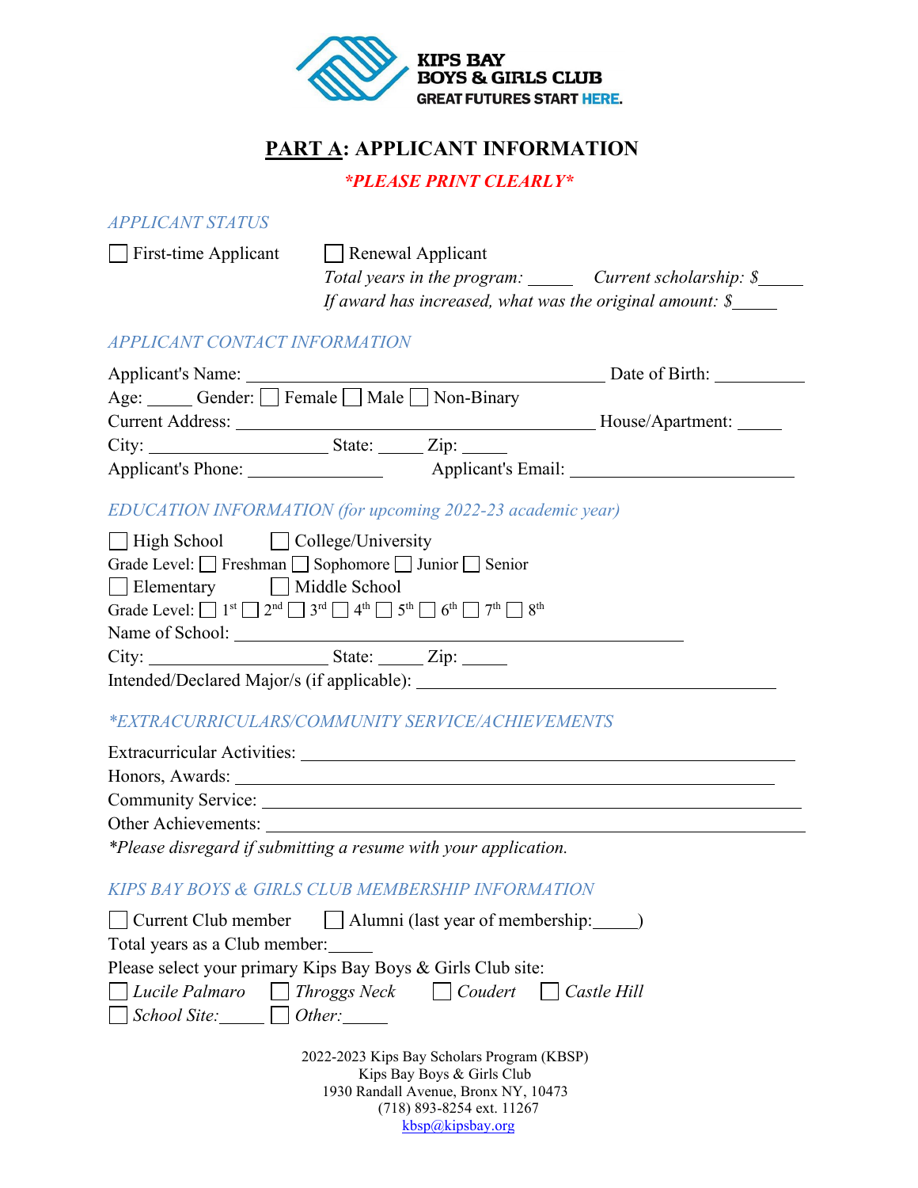KIPS BAY
BOYS & GIRLS CLUB
GREAT FUTURES START HERE.

# PART A: APPLICANT INFORMATION

***PLEASE PRINT CLEARLY***

*APPLICANT STATUS*

☐ First-time Applicant ☐ Renewal Applicant
*Total years in the program:* _____ *Current scholarship: $*_____
*If award has increased, what was the original amount: $*_____

*APPLICANT CONTACT INFORMATION*

Applicant's Name: ________________________________________ Date of Birth: __________
Age: _____ Gender: ☐ Female ☐ Male ☐ Non-Binary
Current Address: ________________________________________ House/Apartment: _____
City: ____________________ State: _____ Zip: _____
Applicant's Phone: _______________ Applicant's Email: ______________________

*EDUCATION INFORMATION (for upcoming 2022-23 academic year)*

☐ High School ☐ College/University
Grade Level: ☐ Freshman ☐ Sophomore ☐ Junior ☐ Senior
☐ Elementary ☐ Middle School
Grade Level: ☐ 1st ☐ 2nd ☐ 3rd ☐ 4th ☐ 5th ☐ 6th ☐ 7th ☐ 8th
Name of School: ___________________________________________________
City: ____________________ State: _____ Zip: _____
Intended/Declared Major/s (if applicable): ________________________________________

**EXTRACURRICULARS/COMMUNITY SERVICE/ACHIEVEMENTS*

Extracurricular Activities: ________________________________________________
Honors, Awards: ________________________________________________
Community Service: ________________________________________________
Other Achievements: ________________________________________________
**Please disregard if submitting a resume with your application.*

*KIPS BAY BOYS & GIRLS CLUB MEMBERSHIP INFORMATION*

☐ Current Club member ☐ Alumni (last year of membership:_____)
Total years as a Club member:_____
Please select your primary Kips Bay Boys & Girls Club site:
☐ *Lucile Palmaro* ☐ *Throggs Neck* ☐ *Coudert* ☐ *Castle Hill*
☐ *School Site:*_____ ☐ *Other:*_____

2022-2023 Kips Bay Scholars Program (KBSP)
Kips Bay Boys & Girls Club
1930 Randall Avenue, Bronx NY, 10473
(718) 893-8254 ext. 11267
kbsp@kipsbay.org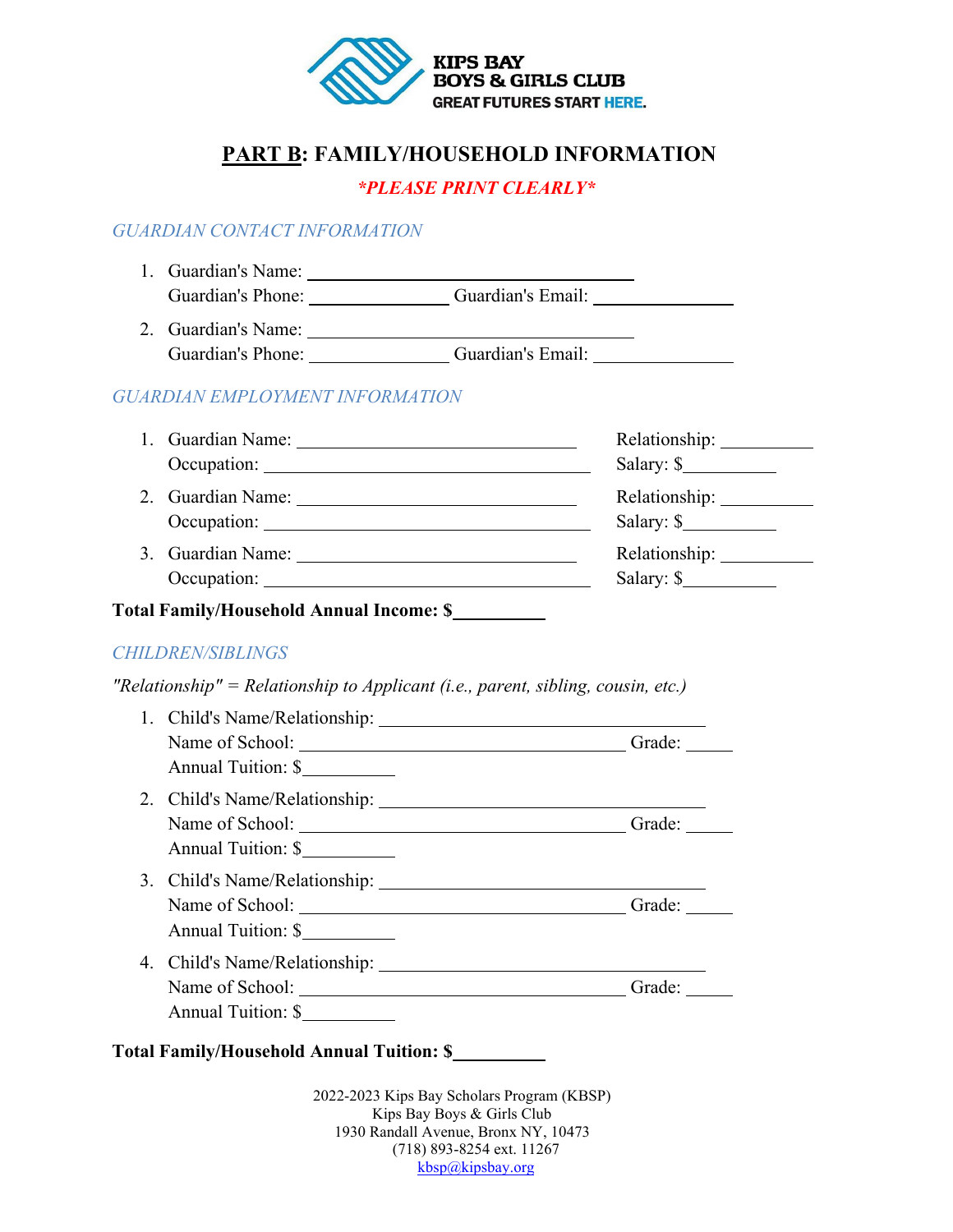KIPS BAY
BOYS & GIRLS CLUB
GREAT FUTURES START HERE.

# PART B: FAMILY/HOUSEHOLD INFORMATION

***PLEASE PRINT CLEARLY***

## *GUARDIAN CONTACT INFORMATION*

1. Guardian's Name: ____________________
   Guardian's Phone: __________ Guardian's Email: __________
2. Guardian's Name: ____________________
   Guardian's Phone: __________ Guardian's Email: __________

## *GUARDIAN EMPLOYMENT INFORMATION*

1. Guardian Name: ____________________ Relationship: __________
   Occupation: ____________________ Salary: $__________
2. Guardian Name: ____________________ Relationship: __________
   Occupation: ____________________ Salary: $__________
3. Guardian Name: ____________________ Relationship: __________
   Occupation: ____________________ Salary: $__________

**Total Family/Household Annual Income: $__________**

## *CHILDREN/SIBLINGS*

*"Relationship" = Relationship to Applicant (i.e., parent, sibling, cousin, etc.)*

1. Child's Name/Relationship: ____________________
   Name of School: ____________________ Grade: _____
   Annual Tuition: $__________
2. Child's Name/Relationship: ____________________
   Name of School: ____________________ Grade: _____
   Annual Tuition: $__________
3. Child's Name/Relationship: ____________________
   Name of School: ____________________ Grade: _____
   Annual Tuition: $__________
4. Child's Name/Relationship: ____________________
   Name of School: ____________________ Grade: _____
   Annual Tuition: $__________

**Total Family/Household Annual Tuition: $__________**

2022-2023 Kips Bay Scholars Program (KBSP)
Kips Bay Boys & Girls Club
1930 Randall Avenue, Bronx NY, 10473
(718) 893-8254 ext. 11267
kbsp@kipsbay.org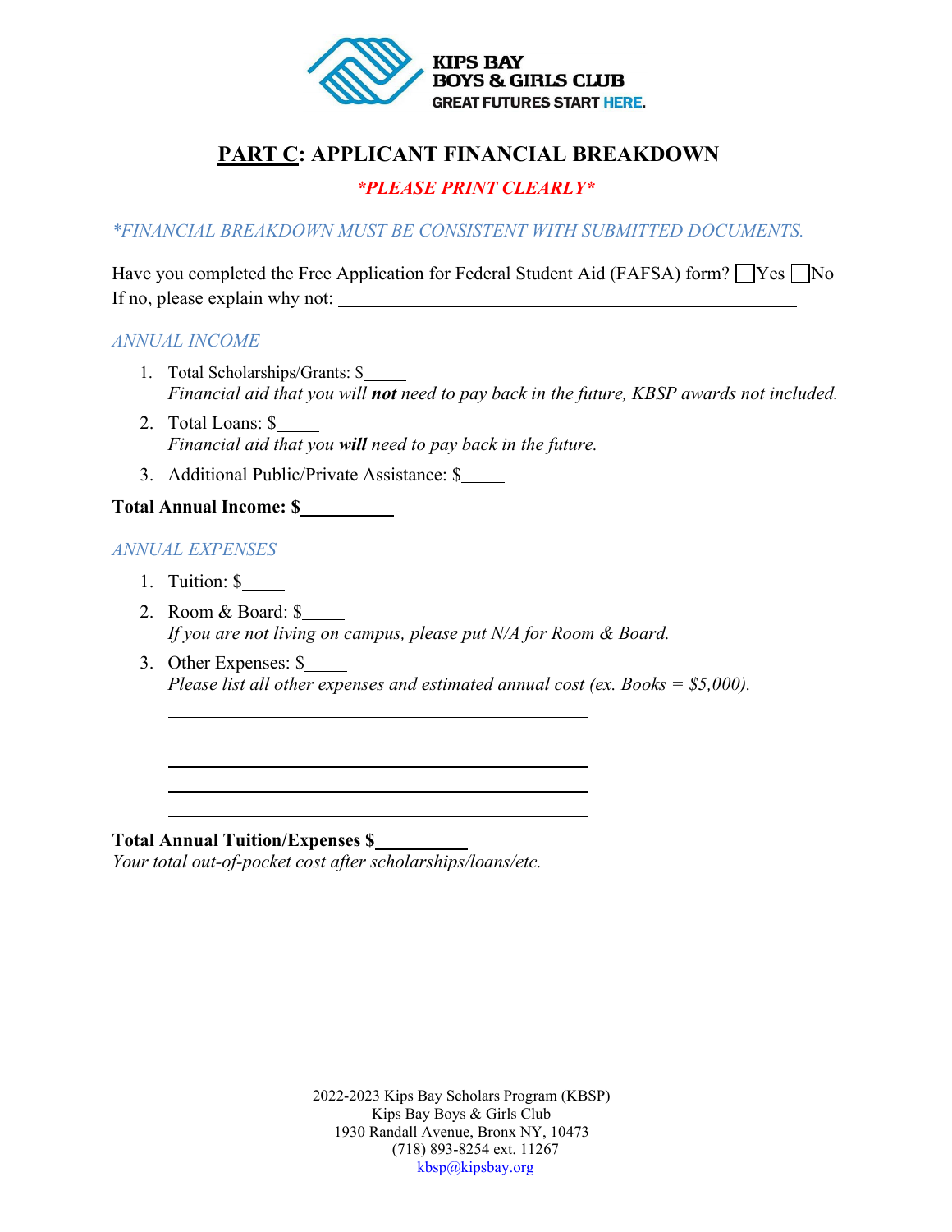KIPS BAY
BOYS & GIRLS CLUB
GREAT FUTURES START HERE.

# PART C: APPLICANT FINANCIAL BREAKDOWN

***PLEASE PRINT CLEARLY***

**FINANCIAL BREAKDOWN MUST BE CONSISTENT WITH SUBMITTED DOCUMENTS.*

Have you completed the Free Application for Federal Student Aid (FAFSA) form? ☐ Yes ☐ No
If no, please explain why not: ______________________________________________

*ANNUAL INCOME*

1. Total Scholarships/Grants: $_____
   *Financial aid that you will **not** need to pay back in the future, KBSP awards not included.*
2. Total Loans: $_____
   *Financial aid that you **will** need to pay back in the future.*
3. Additional Public/Private Assistance: $_____

**Total Annual Income: $__________**

*ANNUAL EXPENSES*

1. Tuition: $_____
2. Room & Board: $_____
   *If you are not living on campus, please put N/A for Room & Board.*
3. Other Expenses: $_____
   *Please list all other expenses and estimated annual cost (ex. Books = $5,000).*

   ______________________________________________
   ______________________________________________
   ______________________________________________
   ______________________________________________
   ______________________________________________

**Total Annual Tuition/Expenses $__________**
*Your total out-of-pocket cost after scholarships/loans/etc.*

2022-2023 Kips Bay Scholars Program (KBSP)
Kips Bay Boys & Girls Club
1930 Randall Avenue, Bronx NY, 10473
(718) 893-8254 ext. 11267
kbsp@kipsbay.org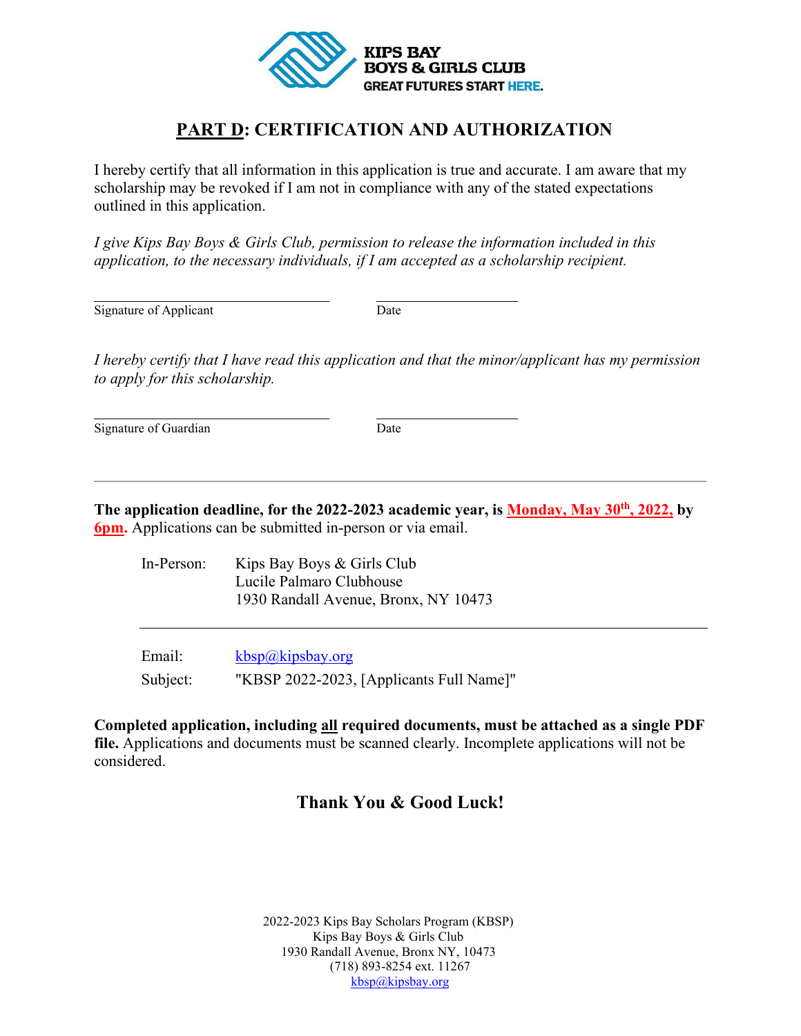KIPS BAY
BOYS & GIRLS CLUB
GREAT FUTURES START HERE.

## PART D: CERTIFICATION AND AUTHORIZATION

I hereby certify that all information in this application is true and accurate. I am aware that my scholarship may be revoked if I am not in compliance with any of the stated expectations outlined in this application.

*I give Kips Bay Boys & Girls Club, permission to release the information included in this application, to the necessary individuals, if I am accepted as a scholarship recipient.*

\_\_\_\_\_\_\_\_\_\_\_\_\_\_\_\_\_\_\_\_\_\_\_\_\_\_\_\_\_\_ \_\_\_\_\_\_\_\_\_\_\_\_\_\_\_\_\_\_
Signature of Applicant Date

*I hereby certify that I have read this application and that the minor/applicant has my permission to apply for this scholarship.*

\_\_\_\_\_\_\_\_\_\_\_\_\_\_\_\_\_\_\_\_\_\_\_\_\_\_\_\_\_\_ \_\_\_\_\_\_\_\_\_\_\_\_\_\_\_\_\_\_
Signature of Guardian Date

---

**The application deadline, for the 2022-2023 academic year, is Monday, May 30th, 2022, by 6pm.** Applications can be submitted in-person or via email.

In-Person: Kips Bay Boys & Girls Club
Lucile Palmaro Clubhouse
1930 Randall Avenue, Bronx, NY 10473

---

Email: kbsp@kipsbay.org
Subject: "KBSP 2022-2023, [Applicants Full Name]"

**Completed application, including all required documents, must be attached as a single PDF file.** Applications and documents must be scanned clearly. Incomplete applications will not be considered.

### Thank You & Good Luck!

2022-2023 Kips Bay Scholars Program (KBSP)
Kips Bay Boys & Girls Club
1930 Randall Avenue, Bronx NY, 10473
(718) 893-8254 ext. 11267
kbsp@kipsbay.org